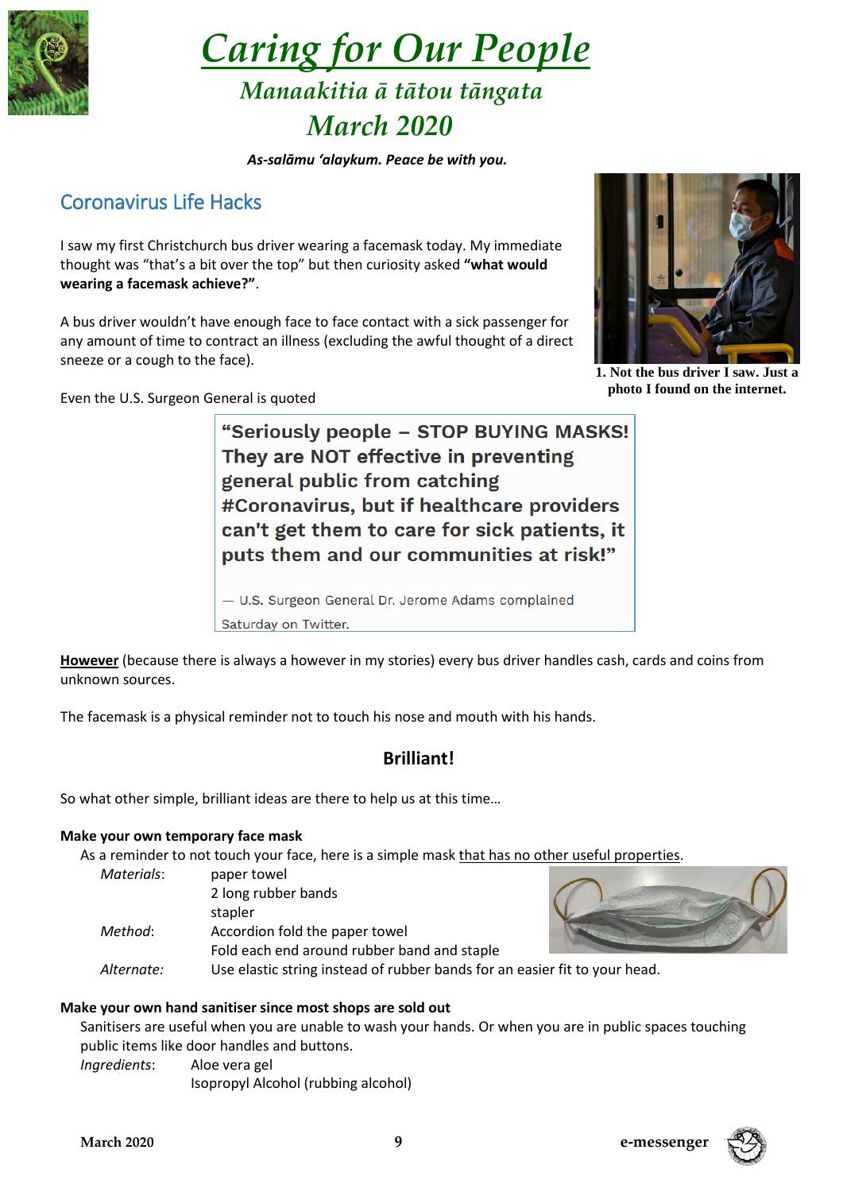# Caring for Our People

## Manaakitia ā tātou tāngata

## March 2020

***As-salāmu 'alaykum. Peace be with you.***

## Coronavirus Life Hacks

I saw my first Christchurch bus driver wearing a facemask today. My immediate thought was "that's a bit over the top" but then curiosity asked **"what would wearing a facemask achieve?"**.

A bus driver wouldn't have enough face to face contact with a sick passenger for any amount of time to contract an illness (excluding the awful thought of a direct sneeze or a cough to the face).

**1. Not the bus driver I saw. Just a photo I found on the internet.**

Even the U.S. Surgeon General is quoted

> **"Seriously people – STOP BUYING MASKS! They are NOT effective in preventing general public from catching #Coronavirus, but if healthcare providers can't get them to care for sick patients, it puts them and our communities at risk!"**
>
> — U.S. Surgeon General Dr. Jerome Adams complained Saturday on Twitter.

**However** (because there is always a however in my stories) every bus driver handles cash, cards and coins from unknown sources.

The facemask is a physical reminder not to touch his nose and mouth with his hands.

### Brilliant!

So what other simple, brilliant ideas are there to help us at this time…

**Make your own temporary face mask**

As a reminder to not touch your face, here is a simple mask that has no other useful properties.

*Materials*: paper towel
2 long rubber bands
stapler

*Method*: Accordion fold the paper towel
Fold each end around rubber band and staple

*Alternate:* Use elastic string instead of rubber bands for an easier fit to your head.

**Make your own hand sanitiser since most shops are sold out**

Sanitisers are useful when you are unable to wash your hands. Or when you are in public spaces touching public items like door handles and buttons.

*Ingredients*: Aloe vera gel
Isopropyl Alcohol (rubbing alcohol)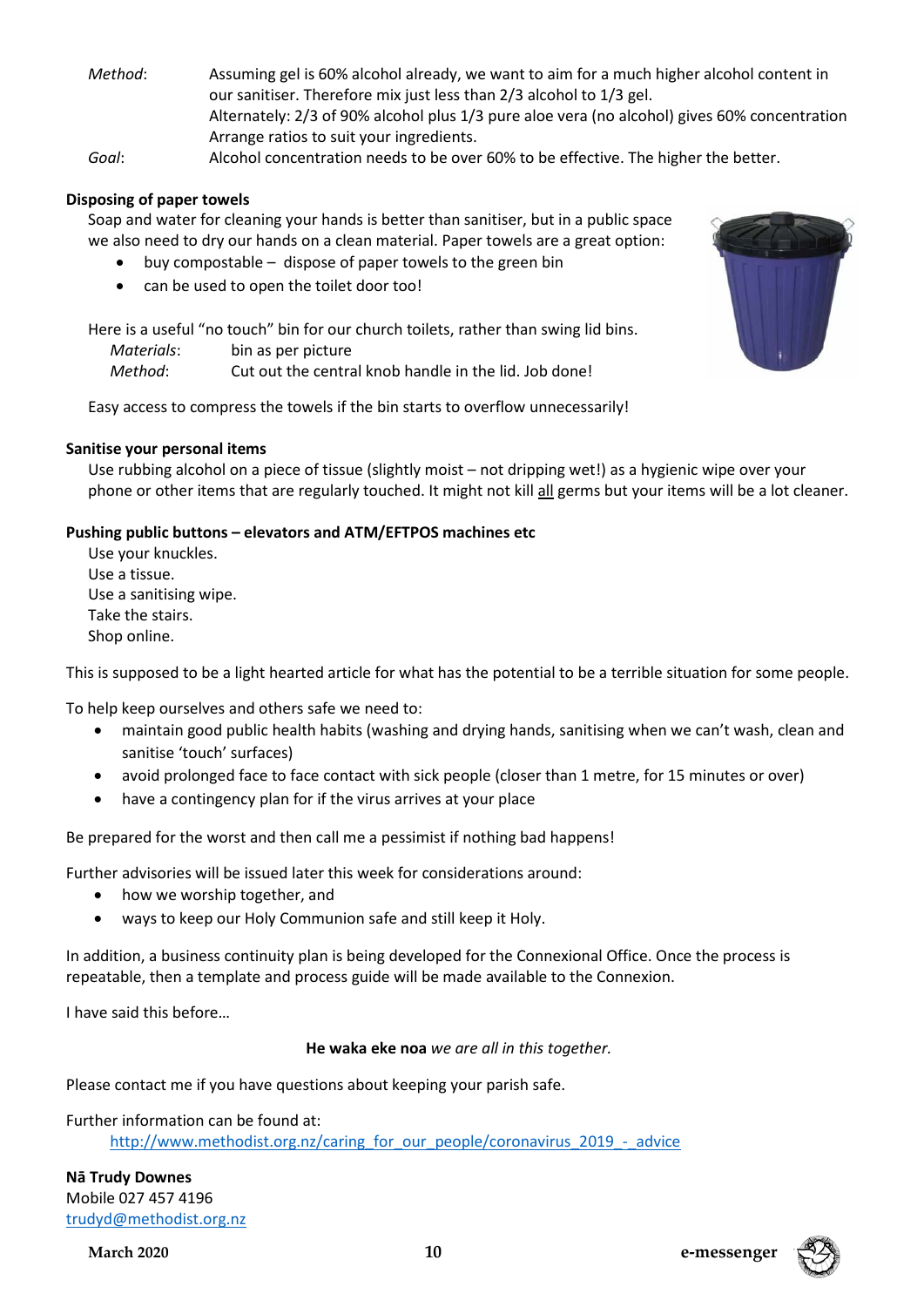*Method*: Assuming gel is 60% alcohol already, we want to aim for a much higher alcohol content in our sanitiser. Therefore mix just less than 2/3 alcohol to 1/3 gel.
Alternately: 2/3 of 90% alcohol plus 1/3 pure aloe vera (no alcohol) gives 60% concentration
Arrange ratios to suit your ingredients.

*Goal*: Alcohol concentration needs to be over 60% to be effective. The higher the better.

**Disposing of paper towels**

Soap and water for cleaning your hands is better than sanitiser, but in a public space we also need to dry our hands on a clean material. Paper towels are a great option:

- buy compostable – dispose of paper towels to the green bin
- can be used to open the toilet door too!

Here is a useful "no touch" bin for our church toilets, rather than swing lid bins.

*Materials*: bin as per picture
*Method*: Cut out the central knob handle in the lid. Job done!

Easy access to compress the towels if the bin starts to overflow unnecessarily!

**Sanitise your personal items**

Use rubbing alcohol on a piece of tissue (slightly moist – not dripping wet!) as a hygienic wipe over your phone or other items that are regularly touched. It might not kill <u>all</u> germs but your items will be a lot cleaner.

**Pushing public buttons – elevators and ATM/EFTPOS machines etc**

Use your knuckles.
Use a tissue.
Use a sanitising wipe.
Take the stairs.
Shop online.

This is supposed to be a light hearted article for what has the potential to be a terrible situation for some people.

To help keep ourselves and others safe we need to:

- maintain good public health habits (washing and drying hands, sanitising when we can't wash, clean and sanitise 'touch' surfaces)
- avoid prolonged face to face contact with sick people (closer than 1 metre, for 15 minutes or over)
- have a contingency plan for if the virus arrives at your place

Be prepared for the worst and then call me a pessimist if nothing bad happens!

Further advisories will be issued later this week for considerations around:

- how we worship together, and
- ways to keep our Holy Communion safe and still keep it Holy.

In addition, a business continuity plan is being developed for the Connexional Office. Once the process is repeatable, then a template and process guide will be made available to the Connexion.

I have said this before…

**He waka eke noa** *we are all in this together.*

Please contact me if you have questions about keeping your parish safe.

Further information can be found at:
http://www.methodist.org.nz/caring_for_our_people/coronavirus_2019_-_advice

**Nā Trudy Downes**
Mobile 027 457 4196
trudyd@methodist.org.nz